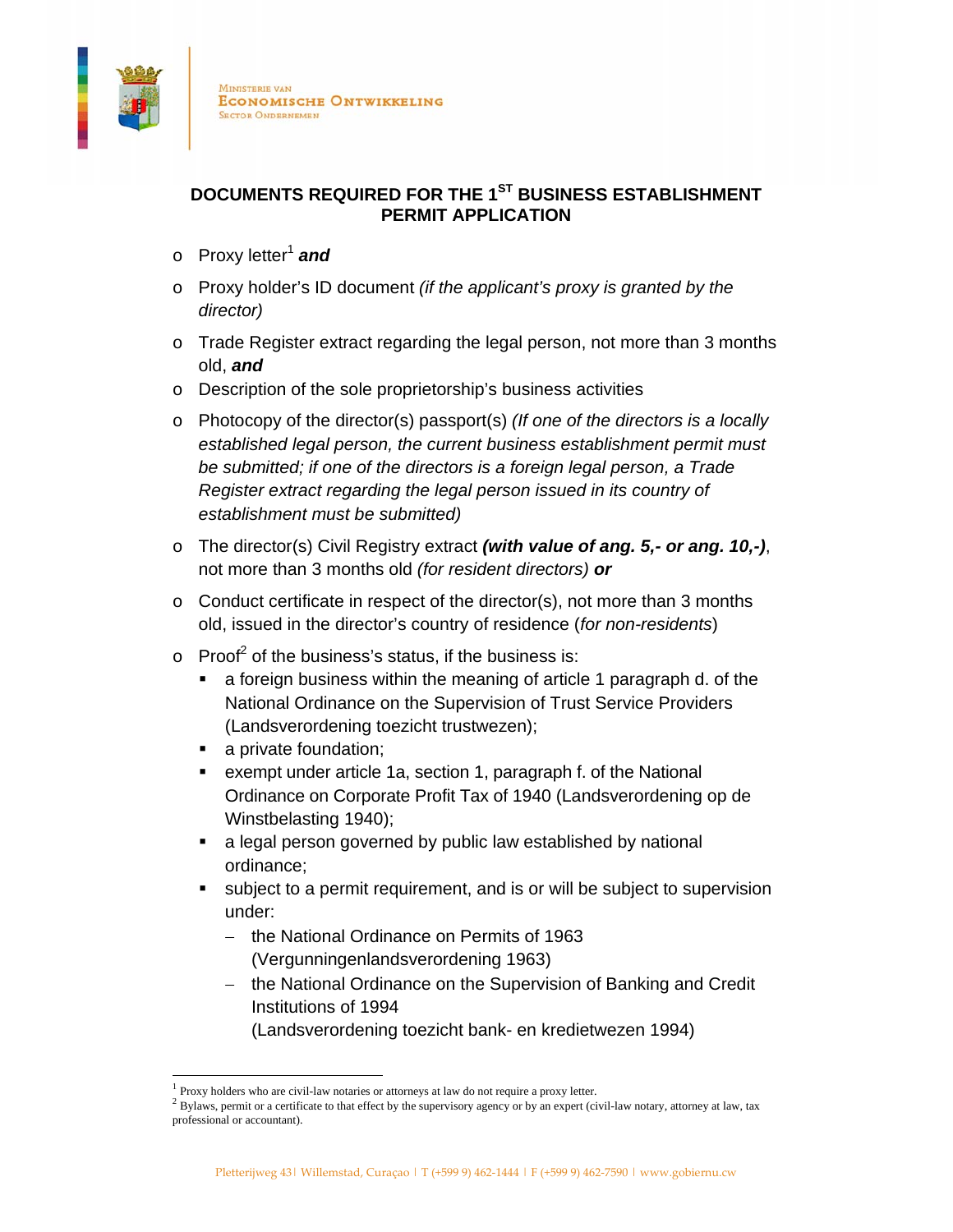Ministerie van
Economische Ontwikkeling
Sector Ondernemen

## DOCUMENTS REQUIRED FOR THE 1ST BUSINESS ESTABLISHMENT PERMIT APPLICATION

- Proxy letter[1] ***and***
- Proxy holder's ID document *(if the applicant's proxy is granted by the director)*
- Trade Register extract regarding the legal person, not more than 3 months old, ***and***
- Description of the sole proprietorship's business activities
- Photocopy of the director(s) passport(s) *(If one of the directors is a locally established legal person, the current business establishment permit must be submitted; if one of the directors is a foreign legal person, a Trade Register extract regarding the legal person issued in its country of establishment must be submitted)*
- The director(s) Civil Registry extract ***(with value of ang. 5,- or ang. 10,-)***, not more than 3 months old *(for resident directors)* ***or***
- Conduct certificate in respect of the director(s), not more than 3 months old, issued in the director's country of residence (*for non-residents*)
- Proof[2] of the business's status, if the business is:
  - a foreign business within the meaning of article 1 paragraph d. of the National Ordinance on the Supervision of Trust Service Providers (Landsverordening toezicht trustwezen);
  - a private foundation;
  - exempt under article 1a, section 1, paragraph f. of the National Ordinance on Corporate Profit Tax of 1940 (Landsverordening op de Winstbelasting 1940);
  - a legal person governed by public law established by national ordinance;
  - subject to a permit requirement, and is or will be subject to supervision under:
    - the National Ordinance on Permits of 1963 (Vergunningenlandsverordening 1963)
    - the National Ordinance on the Supervision of Banking and Credit Institutions of 1994
      (Landsverordening toezicht bank- en kredietwezen 1994)

---

[1] Proxy holders who are civil-law notaries or attorneys at law do not require a proxy letter.

[2] Bylaws, permit or a certificate to that effect by the supervisory agency or by an expert (civil-law notary, attorney at law, tax professional or accountant).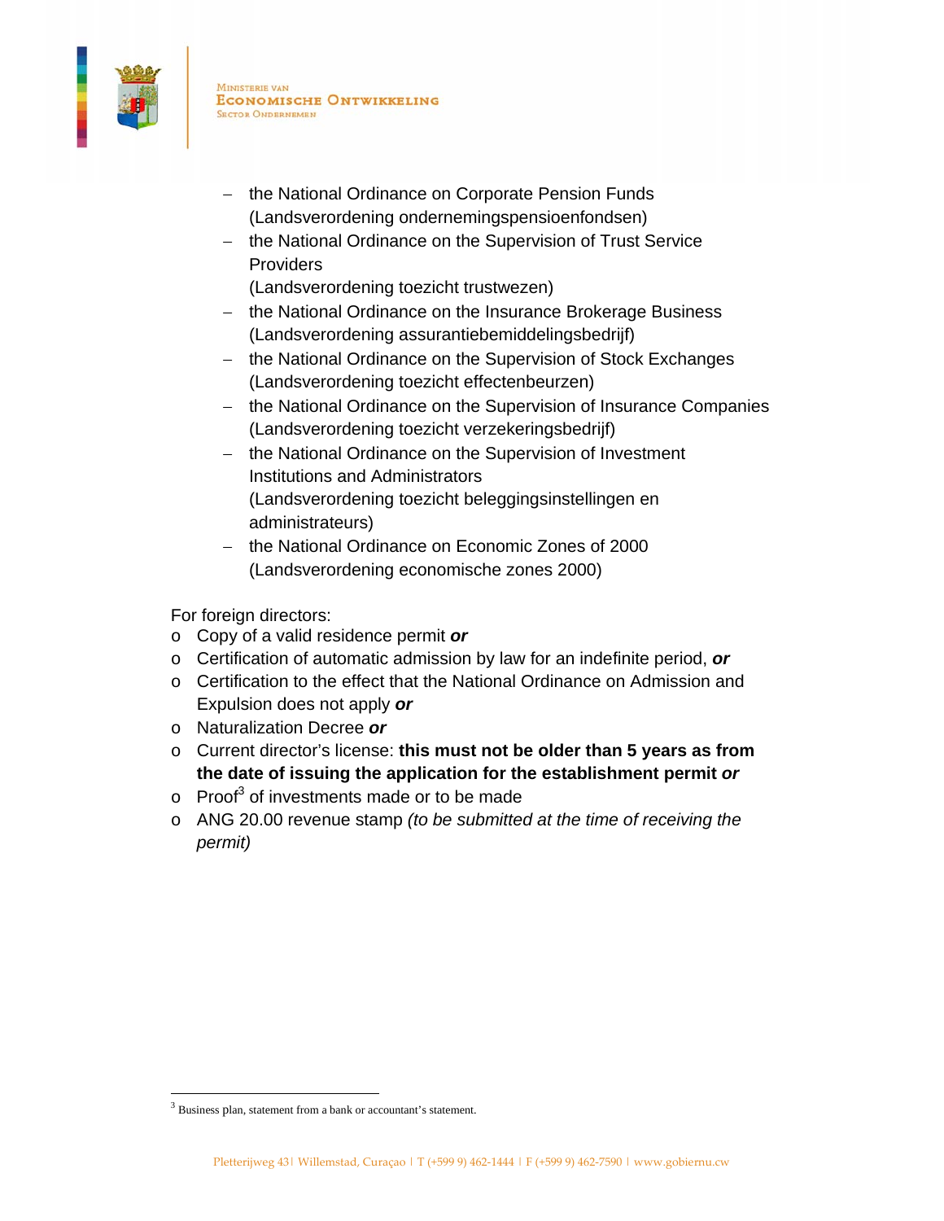- the National Ordinance on Corporate Pension Funds (Landsverordening ondernemingspensioenfondsen)
- the National Ordinance on the Supervision of Trust Service Providers (Landsverordening toezicht trustwezen)
- the National Ordinance on the Insurance Brokerage Business (Landsverordening assurantiebemiddelingsbedrijf)
- the National Ordinance on the Supervision of Stock Exchanges (Landsverordening toezicht effectenbeurzen)
- the National Ordinance on the Supervision of Insurance Companies (Landsverordening toezicht verzekeringsbedrijf)
- the National Ordinance on the Supervision of Investment Institutions and Administrators (Landsverordening toezicht beleggingsinstellingen en administrateurs)
- the National Ordinance on Economic Zones of 2000 (Landsverordening economische zones 2000)

For foreign directors:

- Copy of a valid residence permit ***or***
- Certification of automatic admission by law for an indefinite period, ***or***
- Certification to the effect that the National Ordinance on Admission and Expulsion does not apply ***or***
- Naturalization Decree ***or***
- Current director's license: **this must not be older than 5 years as from the date of issuing the application for the establishment permit *or***
- Proof[3] of investments made or to be made
- ANG 20.00 revenue stamp *(to be submitted at the time of receiving the permit)*

[3] Business plan, statement from a bank or accountant's statement.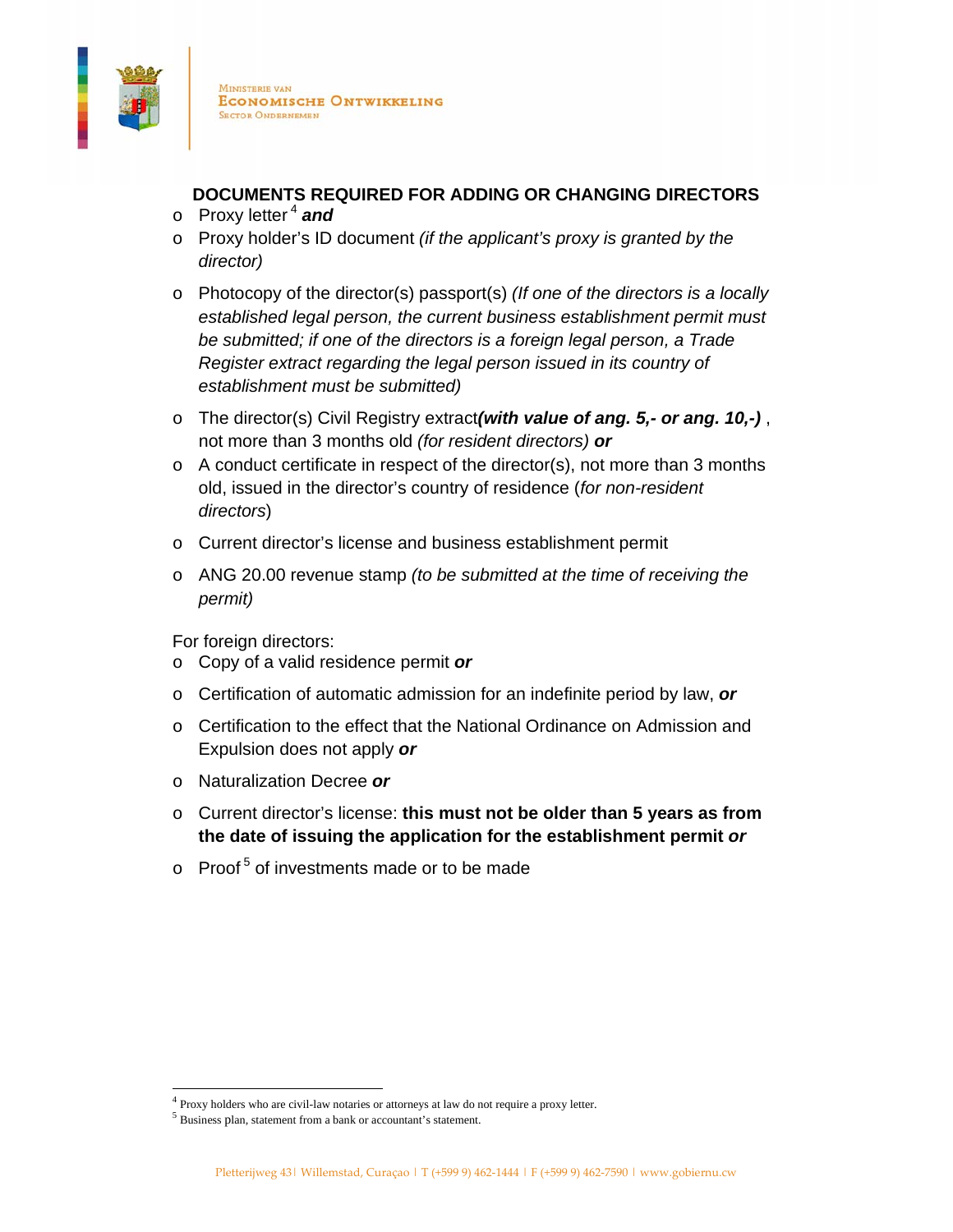## DOCUMENTS REQUIRED FOR ADDING OR CHANGING DIRECTORS

- Proxy letter[4] ***and***
- Proxy holder's ID document *(if the applicant's proxy is granted by the director)*
- Photocopy of the director(s) passport(s) *(If one of the directors is a locally established legal person, the current business establishment permit must be submitted; if one of the directors is a foreign legal person, a Trade Register extract regarding the legal person issued in its country of establishment must be submitted)*
- The director(s) Civil Registry extract***(with value of ang. 5,- or ang. 10,-)*** , not more than 3 months old *(for resident directors)* ***or***
- A conduct certificate in respect of the director(s), not more than 3 months old, issued in the director's country of residence (*for non-resident directors*)
- Current director's license and business establishment permit
- ANG 20.00 revenue stamp *(to be submitted at the time of receiving the permit)*

For foreign directors:

- Copy of a valid residence permit ***or***
- Certification of automatic admission for an indefinite period by law, ***or***
- Certification to the effect that the National Ordinance on Admission and Expulsion does not apply ***or***
- Naturalization Decree ***or***
- Current director's license: **this must not be older than 5 years as from the date of issuing the application for the establishment permit *or***
- Proof[5] of investments made or to be made

---

[4] Proxy holders who are civil-law notaries or attorneys at law do not require a proxy letter.

[5] Business plan, statement from a bank or accountant's statement.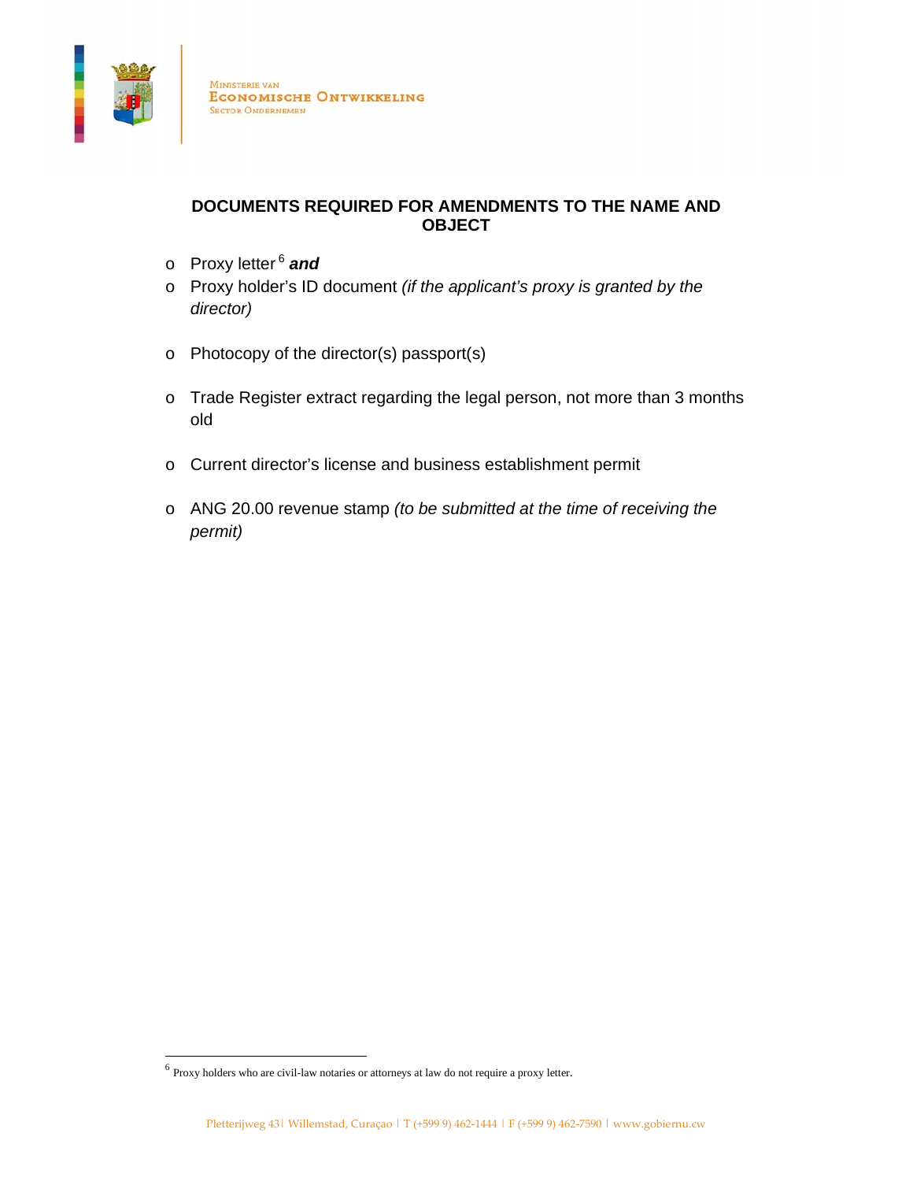## DOCUMENTS REQUIRED FOR AMENDMENTS TO THE NAME AND OBJECT

- Proxy letter [6] ***and***
- Proxy holder's ID document *(if the applicant's proxy is granted by the director)*
- Photocopy of the director(s) passport(s)
- Trade Register extract regarding the legal person, not more than 3 months old
- Current director's license and business establishment permit
- ANG 20.00 revenue stamp *(to be submitted at the time of receiving the permit)*

---

[6] Proxy holders who are civil-law notaries or attorneys at law do not require a proxy letter.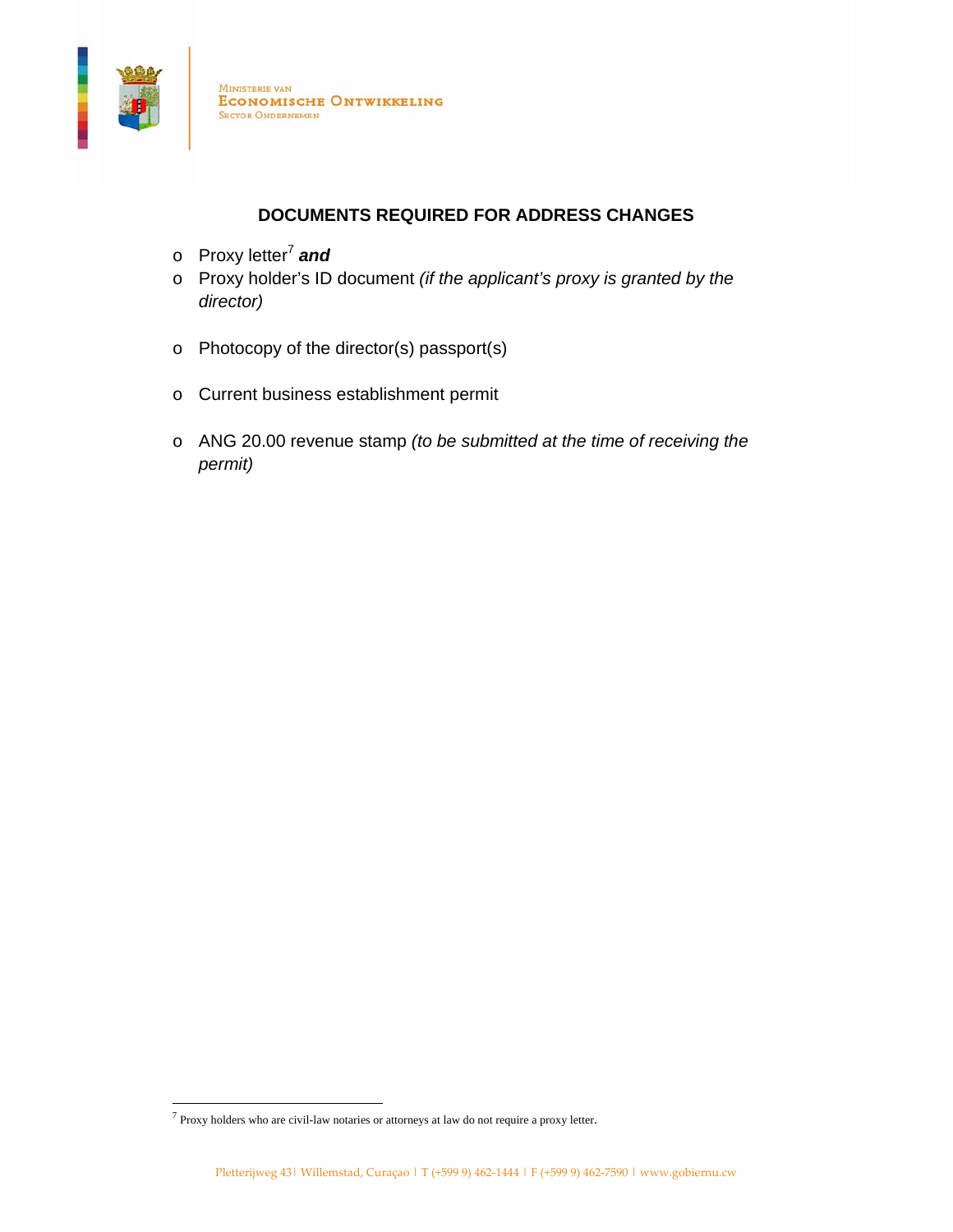## DOCUMENTS REQUIRED FOR ADDRESS CHANGES

- Proxy letter[7] ***and***
- Proxy holder's ID document *(if the applicant's proxy is granted by the director)*

- Photocopy of the director(s) passport(s)

- Current business establishment permit

- ANG 20.00 revenue stamp *(to be submitted at the time of receiving the permit)*

[7] Proxy holders who are civil-law notaries or attorneys at law do not require a proxy letter.